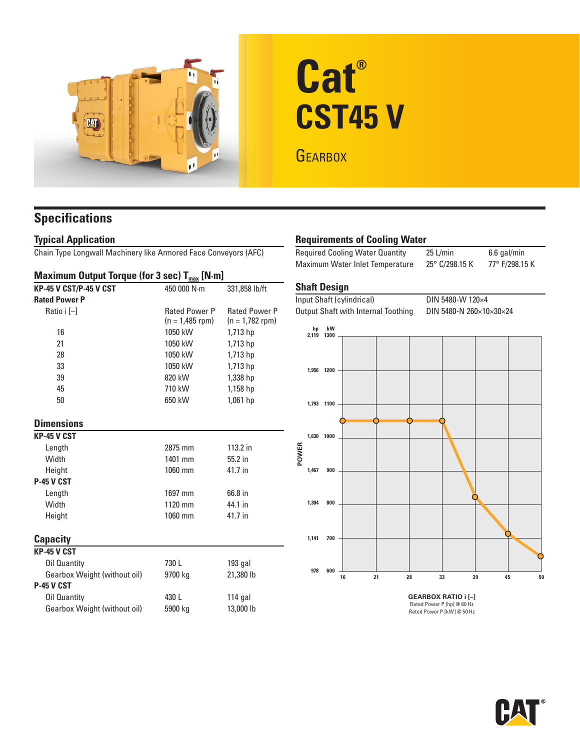# Cat® CST45 V

## Gearbox

## Specifications

### Typical Application

Chain Type Longwall Machinery like Armored Face Conveyors (AFC)

### Maximum Output Torque (for 3 sec) $T_{max}$ [N·m]

| | | |
|---|---|---|
| **KP-45 V CST/P-45 V CST** | 450 000 N·m | 331,858 lb/ft |
| **Rated Power P** | | |
| Ratio i [–] | Rated Power P (n = 1,485 rpm) | Rated Power P (n = 1,782 rpm) |
| 16 | 1050 kW | 1,713 hp |
| 21 | 1050 kW | 1,713 hp |
| 28 | 1050 kW | 1,713 hp |
| 33 | 1050 kW | 1,713 hp |
| 39 | 820 kW | 1,338 hp |
| 45 | 710 kW | 1,158 hp |
| 50 | 650 kW | 1,061 hp |

### Dimensions

| | | |
|---|---|---|
| **KP-45 V CST** | | |
| Length | 2875 mm | 113.2 in |
| Width | 1401 mm | 55.2 in |
| Height | 1060 mm | 41.7 in |
| **P-45 V CST** | | |
| Length | 1697 mm | 66.8 in |
| Width | 1120 mm | 44.1 in |
| Height | 1060 mm | 41.7 in |

### Capacity

| | | |
|---|---|---|
| **KP-45 V CST** | | |
| Oil Quantity | 730 L | 193 gal |
| Gearbox Weight (without oil) | 9700 kg | 21,380 lb |
| **P-45 V CST** | | |
| Oil Quantity | 430 L | 114 gal |
| Gearbox Weight (without oil) | 5900 kg | 13,000 lb |

### Requirements of Cooling Water

| | | |
|---|---|---|
| Required Cooling Water Quantity | 25 L/min | 6.6 gal/min |
| Maximum Water Inlet Temperature | 25° C/298.15 K | 77° F/298.15 K |

### Shaft Design

| | |
|---|---|
| Input Shaft (cylindrical) | DIN 5480-W 120×4 |
| Output Shaft with Internal Toothing | DIN 5480-N 260×10×30×24 |

POWER (hp / kW): 2,119 / 1300; 1,956 / 1200; 1,793 / 1100; 1,630 / 1000; 1,467 / 900; 1,304 / 800; 1,141 / 700; 978 / 600

GEARBOX RATIO i [–]: 16, 21, 28, 33, 39, 45, 50

Rated Power P [hp] @ 60 Hz
Rated Power P [kW] @ 50 Hz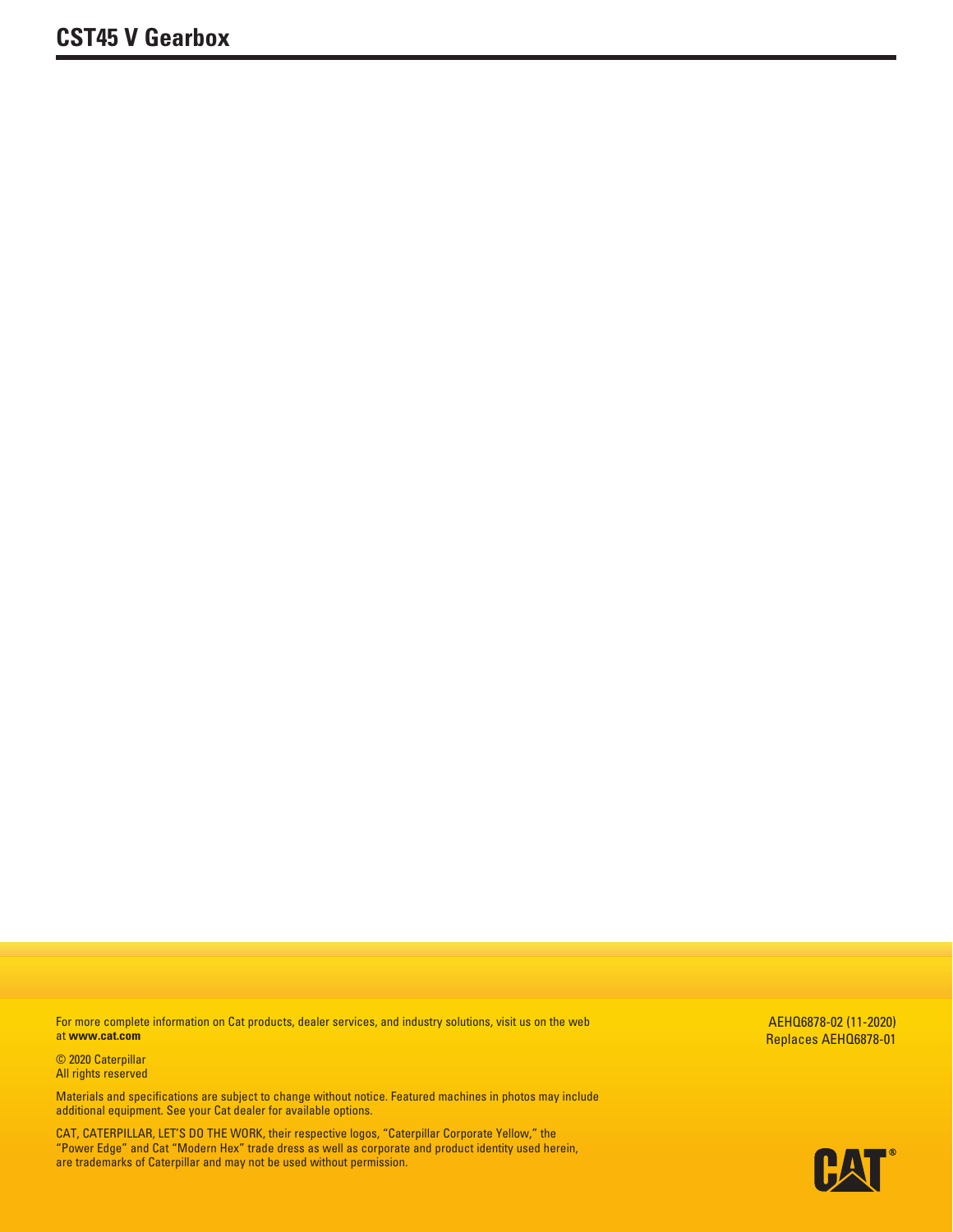For more complete information on Cat products, dealer services, and industry solutions, visit us on the web at **www.cat.com**

© 2020 Caterpillar
All rights reserved

Materials and specifications are subject to change without notice. Featured machines in photos may include additional equipment. See your Cat dealer for available options.

CAT, CATERPILLAR, LET'S DO THE WORK, their respective logos, "Caterpillar Corporate Yellow," the "Power Edge" and Cat "Modern Hex" trade dress as well as corporate and product identity used herein, are trademarks of Caterpillar and may not be used without permission.

AEHQ6878-02 (11-2020)
Replaces AEHQ6878-01